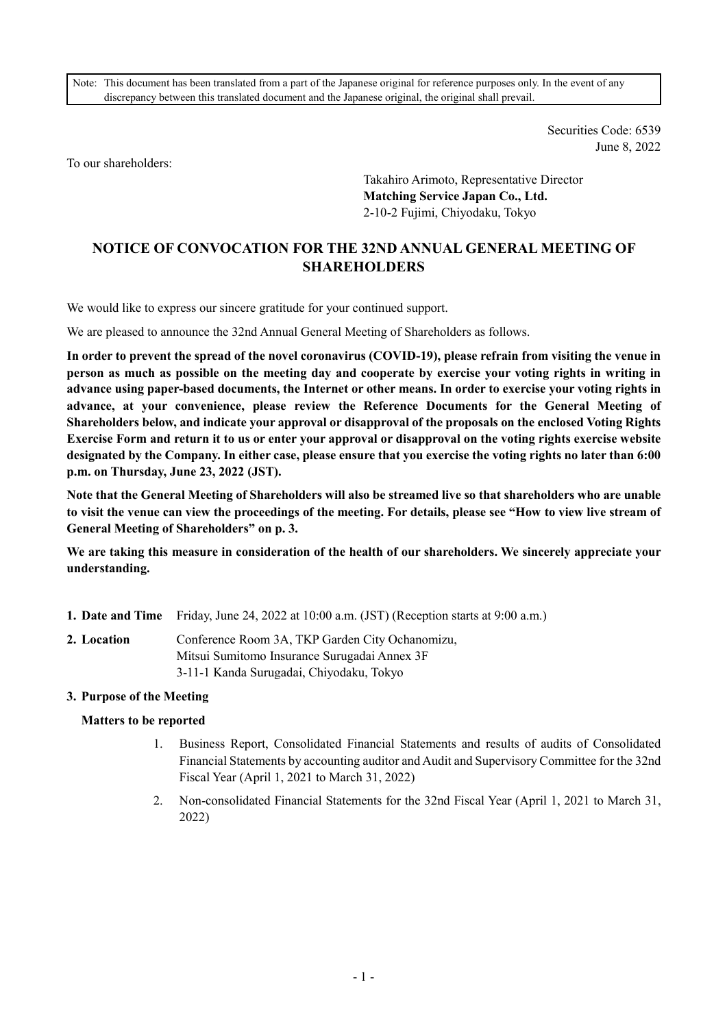Note: This document has been translated from a part of the Japanese original for reference purposes only. In the event of any discrepancy between this translated document and the Japanese original, the original shall prevail.

Securities Code: 6539
June 8, 2022

To our shareholders:

Takahiro Arimoto, Representative Director
**Matching Service Japan Co., Ltd.**
2-10-2 Fujimi, Chiyodaku, Tokyo

# NOTICE OF CONVOCATION FOR THE 32ND ANNUAL GENERAL MEETING OF SHAREHOLDERS

We would like to express our sincere gratitude for your continued support.

We are pleased to announce the 32nd Annual General Meeting of Shareholders as follows.

**In order to prevent the spread of the novel coronavirus (COVID-19), please refrain from visiting the venue in person as much as possible on the meeting day and cooperate by exercise your voting rights in writing in advance using paper-based documents, the Internet or other means. In order to exercise your voting rights in advance, at your convenience, please review the Reference Documents for the General Meeting of Shareholders below, and indicate your approval or disapproval of the proposals on the enclosed Voting Rights Exercise Form and return it to us or enter your approval or disapproval on the voting rights exercise website designated by the Company. In either case, please ensure that you exercise the voting rights no later than 6:00 p.m. on Thursday, June 23, 2022 (JST).**

**Note that the General Meeting of Shareholders will also be streamed live so that shareholders who are unable to visit the venue can view the proceedings of the meeting. For details, please see "How to view live stream of General Meeting of Shareholders" on p. 3.**

**We are taking this measure in consideration of the health of our shareholders. We sincerely appreciate your understanding.**

**1. Date and Time** Friday, June 24, 2022 at 10:00 a.m. (JST) (Reception starts at 9:00 a.m.)

**2. Location** Conference Room 3A, TKP Garden City Ochanomizu,
Mitsui Sumitomo Insurance Surugadai Annex 3F
3-11-1 Kanda Surugadai, Chiyodaku, Tokyo

**3. Purpose of the Meeting**

**Matters to be reported**

1. Business Report, Consolidated Financial Statements and results of audits of Consolidated Financial Statements by accounting auditor and Audit and Supervisory Committee for the 32nd Fiscal Year (April 1, 2021 to March 31, 2022)
2. Non-consolidated Financial Statements for the 32nd Fiscal Year (April 1, 2021 to March 31, 2022)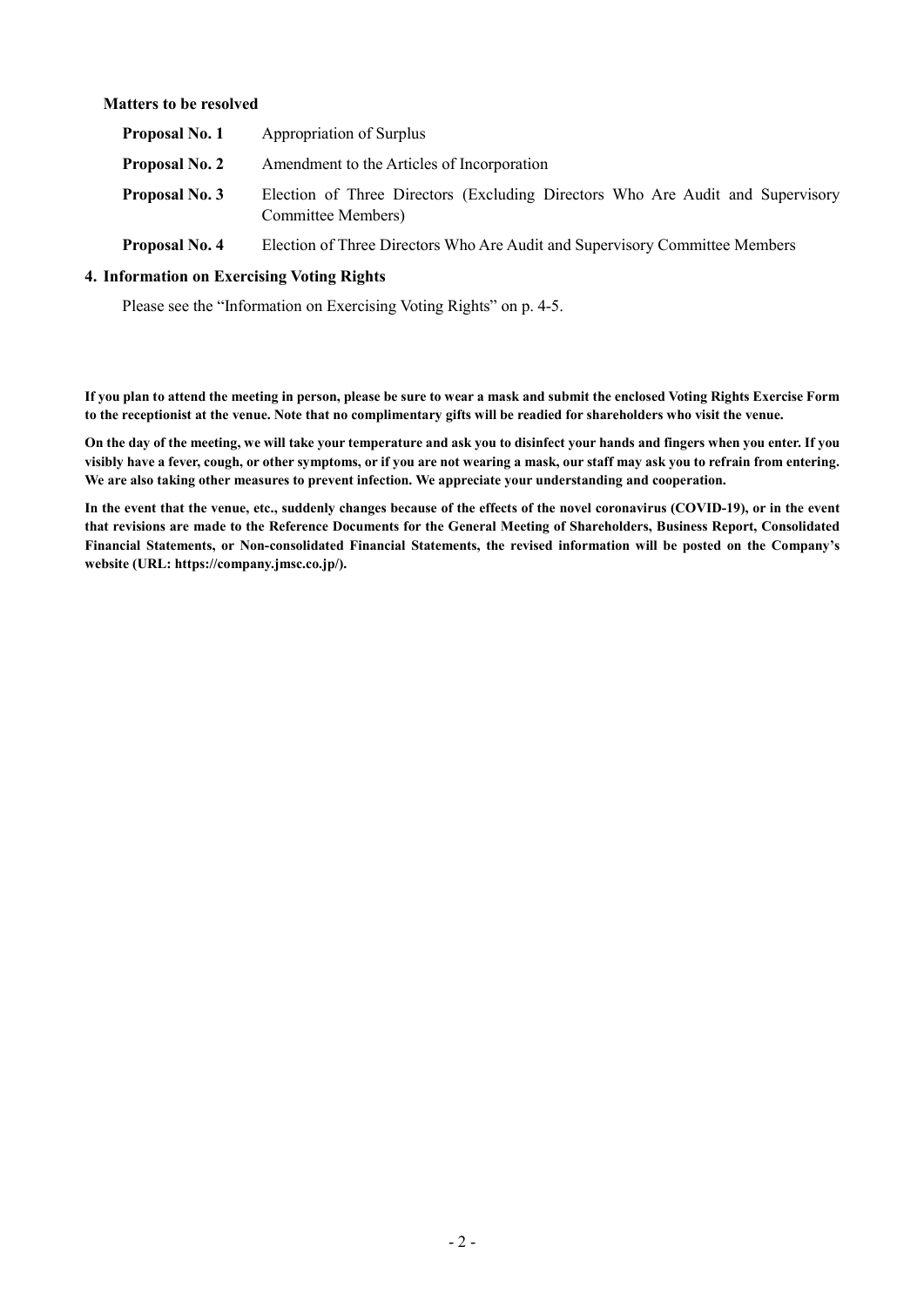**Matters to be resolved**

| | |
|---|---|
| **Proposal No. 1** | Appropriation of Surplus |
| **Proposal No. 2** | Amendment to the Articles of Incorporation |
| **Proposal No. 3** | Election of Three Directors (Excluding Directors Who Are Audit and Supervisory Committee Members) |
| **Proposal No. 4** | Election of Three Directors Who Are Audit and Supervisory Committee Members |

**4. Information on Exercising Voting Rights**

Please see the "Information on Exercising Voting Rights" on p. 4-5.

**If you plan to attend the meeting in person, please be sure to wear a mask and submit the enclosed Voting Rights Exercise Form to the receptionist at the venue. Note that no complimentary gifts will be readied for shareholders who visit the venue.**

**On the day of the meeting, we will take your temperature and ask you to disinfect your hands and fingers when you enter. If you visibly have a fever, cough, or other symptoms, or if you are not wearing a mask, our staff may ask you to refrain from entering. We are also taking other measures to prevent infection. We appreciate your understanding and cooperation.**

**In the event that the venue, etc., suddenly changes because of the effects of the novel coronavirus (COVID-19), or in the event that revisions are made to the Reference Documents for the General Meeting of Shareholders, Business Report, Consolidated Financial Statements, or Non-consolidated Financial Statements, the revised information will be posted on the Company's website (URL: https://company.jmsc.co.jp/).**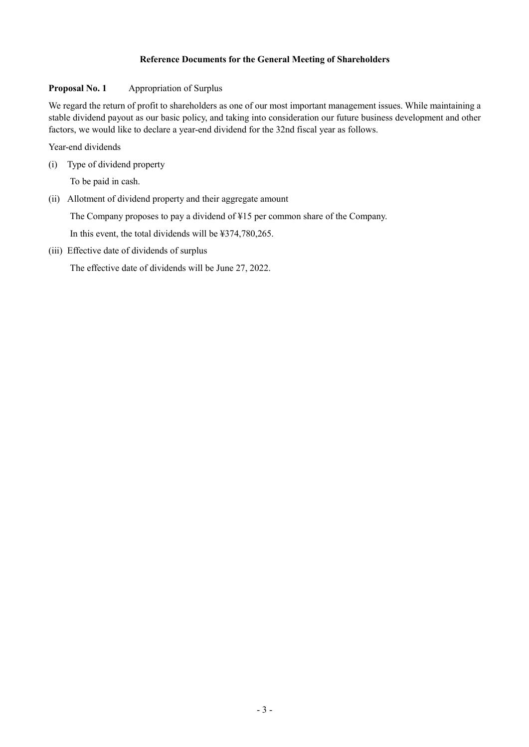## Reference Documents for the General Meeting of Shareholders

**Proposal No. 1** Appropriation of Surplus

We regard the return of profit to shareholders as one of our most important management issues. While maintaining a stable dividend payout as our basic policy, and taking into consideration our future business development and other factors, we would like to declare a year-end dividend for the 32nd fiscal year as follows.

Year-end dividends

(i) Type of dividend property

To be paid in cash.

(ii) Allotment of dividend property and their aggregate amount

The Company proposes to pay a dividend of ¥15 per common share of the Company.

In this event, the total dividends will be ¥374,780,265.

(iii) Effective date of dividends of surplus

The effective date of dividends will be June 27, 2022.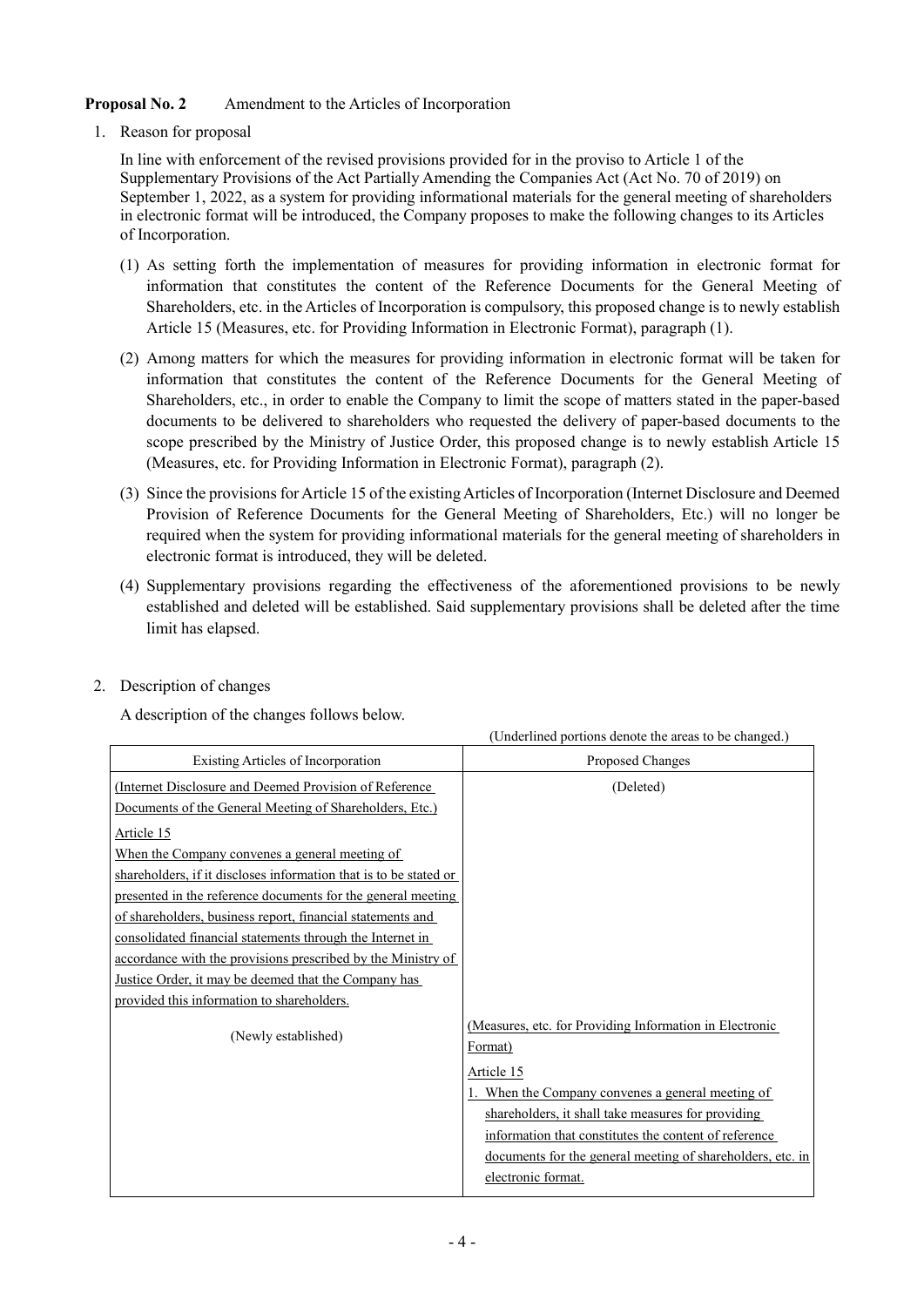**Proposal No. 2** Amendment to the Articles of Incorporation

1. Reason for proposal

   In line with enforcement of the revised provisions provided for in the proviso to Article 1 of the Supplementary Provisions of the Act Partially Amending the Companies Act (Act No. 70 of 2019) on September 1, 2022, as a system for providing informational materials for the general meeting of shareholders in electronic format will be introduced, the Company proposes to make the following changes to its Articles of Incorporation.

   (1) As setting forth the implementation of measures for providing information in electronic format for information that constitutes the content of the Reference Documents for the General Meeting of Shareholders, etc. in the Articles of Incorporation is compulsory, this proposed change is to newly establish Article 15 (Measures, etc. for Providing Information in Electronic Format), paragraph (1).

   (2) Among matters for which the measures for providing information in electronic format will be taken for information that constitutes the content of the Reference Documents for the General Meeting of Shareholders, etc., in order to enable the Company to limit the scope of matters stated in the paper-based documents to be delivered to shareholders who requested the delivery of paper-based documents to the scope prescribed by the Ministry of Justice Order, this proposed change is to newly establish Article 15 (Measures, etc. for Providing Information in Electronic Format), paragraph (2).

   (3) Since the provisions for Article 15 of the existing Articles of Incorporation (Internet Disclosure and Deemed Provision of Reference Documents for the General Meeting of Shareholders, Etc.) will no longer be required when the system for providing informational materials for the general meeting of shareholders in electronic format is introduced, they will be deleted.

   (4) Supplementary provisions regarding the effectiveness of the aforementioned provisions to be newly established and deleted will be established. Said supplementary provisions shall be deleted after the time limit has elapsed.

2. Description of changes

   A description of the changes follows below.

(Underlined portions denote the areas to be changed.)

| Existing Articles of Incorporation | Proposed Changes |
|---|---|
| <u>(Internet Disclosure and Deemed Provision of Reference Documents of the General Meeting of Shareholders, Etc.)</u><br><u>Article 15</u><br><u>When the Company convenes a general meeting of shareholders, if it discloses information that is to be stated or presented in the reference documents for the general meeting of shareholders, business report, financial statements and consolidated financial statements through the Internet in accordance with the provisions prescribed by the Ministry of Justice Order, it may be deemed that the Company has provided this information to shareholders.</u> | (Deleted) |
| (Newly established) | <u>(Measures, etc. for Providing Information in Electronic Format)</u><br><u>Article 15</u><br><u>1. When the Company convenes a general meeting of shareholders, it shall take measures for providing information that constitutes the content of reference documents for the general meeting of shareholders, etc. in electronic format.</u> |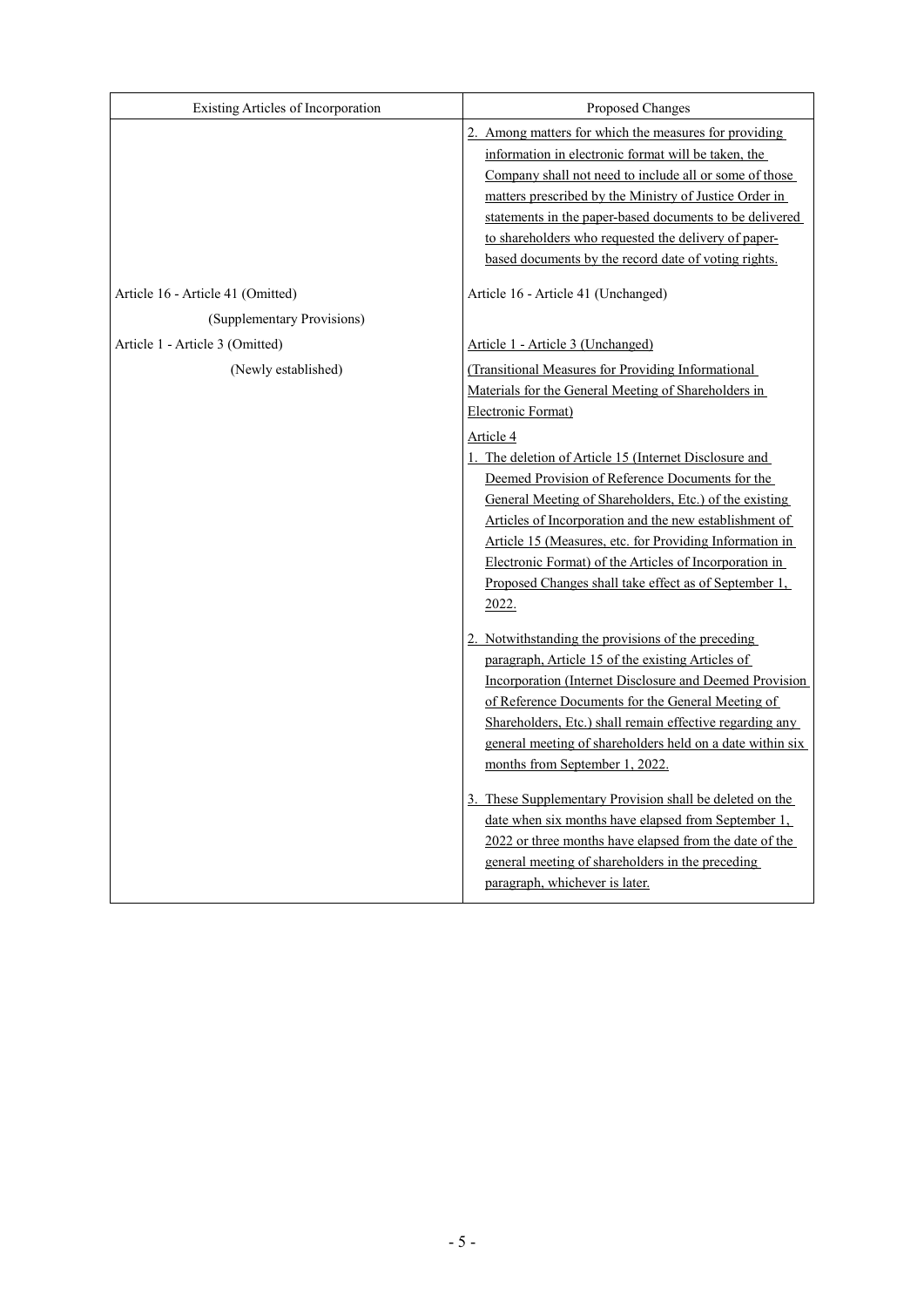| Existing Articles of Incorporation | Proposed Changes |
| --- | --- |
| | 2. Among matters for which the measures for providing information in electronic format will be taken, the Company shall not need to include all or some of those matters prescribed by the Ministry of Justice Order in statements in the paper-based documents to be delivered to shareholders who requested the delivery of paper-based documents by the record date of voting rights. |
| Article 16 - Article 41 (Omitted) | Article 16 - Article 41 (Unchanged) |
| (Supplementary Provisions) | |
| Article 1 - Article 3 (Omitted) | Article 1 - Article 3 (Unchanged) |
| (Newly established) | (Transitional Measures for Providing Informational Materials for the General Meeting of Shareholders in Electronic Format)<br><br>Article 4<br>1. The deletion of Article 15 (Internet Disclosure and Deemed Provision of Reference Documents for the General Meeting of Shareholders, Etc.) of the existing Articles of Incorporation and the new establishment of Article 15 (Measures, etc. for Providing Information in Electronic Format) of the Articles of Incorporation in Proposed Changes shall take effect as of September 1, 2022.<br><br>2. Notwithstanding the provisions of the preceding paragraph, Article 15 of the existing Articles of Incorporation (Internet Disclosure and Deemed Provision of Reference Documents for the General Meeting of Shareholders, Etc.) shall remain effective regarding any general meeting of shareholders held on a date within six months from September 1, 2022.<br><br>3. These Supplementary Provision shall be deleted on the date when six months have elapsed from September 1, 2022 or three months have elapsed from the date of the general meeting of shareholders in the preceding paragraph, whichever is later. |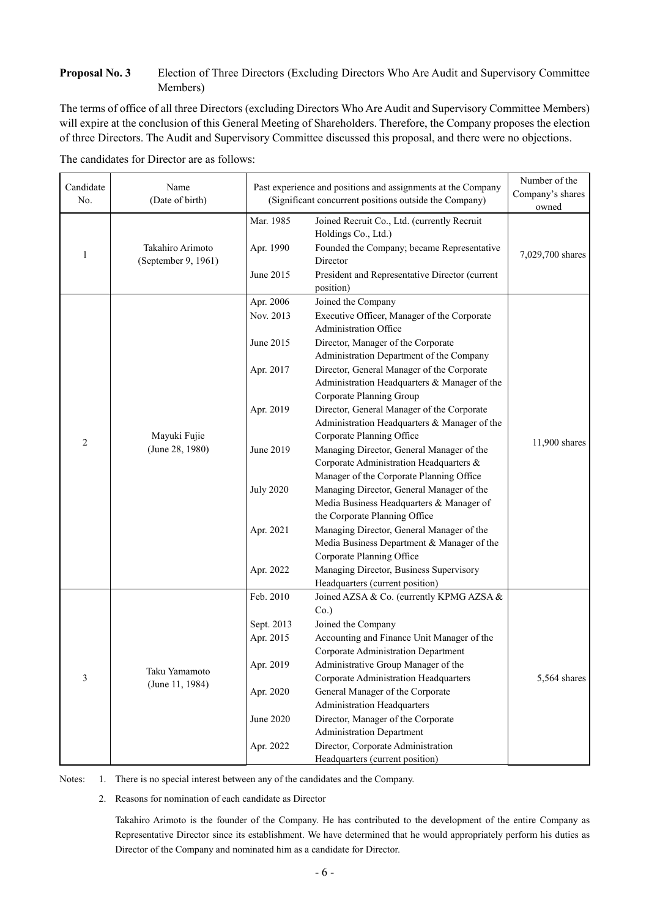**Proposal No. 3** Election of Three Directors (Excluding Directors Who Are Audit and Supervisory Committee Members)

The terms of office of all three Directors (excluding Directors Who Are Audit and Supervisory Committee Members) will expire at the conclusion of this General Meeting of Shareholders. Therefore, the Company proposes the election of three Directors. The Audit and Supervisory Committee discussed this proposal, and there were no objections.

The candidates for Director are as follows:

| Candidate No. | Name (Date of birth) | Past experience and positions and assignments at the Company (Significant concurrent positions outside the Company) | | Number of the Company's shares owned |
|---|---|---|---|---|
| 1 | Takahiro Arimoto (September 9, 1961) | Mar. 1985 | Joined Recruit Co., Ltd. (currently Recruit Holdings Co., Ltd.) | 7,029,700 shares |
| | | Apr. 1990 | Founded the Company; became Representative Director | |
| | | June 2015 | President and Representative Director (current position) | |
| 2 | Mayuki Fujie (June 28, 1980) | Apr. 2006 | Joined the Company | 11,900 shares |
| | | Nov. 2013 | Executive Officer, Manager of the Corporate Administration Office | |
| | | June 2015 | Director, Manager of the Corporate Administration Department of the Company | |
| | | Apr. 2017 | Director, General Manager of the Corporate Administration Headquarters & Manager of the Corporate Planning Group | |
| | | Apr. 2019 | Director, General Manager of the Corporate Administration Headquarters & Manager of the Corporate Planning Office | |
| | | June 2019 | Managing Director, General Manager of the Corporate Administration Headquarters & Manager of the Corporate Planning Office | |
| | | July 2020 | Managing Director, General Manager of the Media Business Headquarters & Manager of the Corporate Planning Office | |
| | | Apr. 2021 | Managing Director, General Manager of the Media Business Department & Manager of the Corporate Planning Office | |
| | | Apr. 2022 | Managing Director, Business Supervisory Headquarters (current position) | |
| 3 | Taku Yamamoto (June 11, 1984) | Feb. 2010 | Joined AZSA & Co. (currently KPMG AZSA & Co.) | 5,564 shares |
| | | Sept. 2013 | Joined the Company | |
| | | Apr. 2015 | Accounting and Finance Unit Manager of the Corporate Administration Department | |
| | | Apr. 2019 | Administrative Group Manager of the Corporate Administration Headquarters | |
| | | Apr. 2020 | General Manager of the Corporate Administration Headquarters | |
| | | June 2020 | Director, Manager of the Corporate Administration Department | |
| | | Apr. 2022 | Director, Corporate Administration Headquarters (current position) | |

Notes:
1. There is no special interest between any of the candidates and the Company.
2. Reasons for nomination of each candidate as Director

   Takahiro Arimoto is the founder of the Company. He has contributed to the development of the entire Company as Representative Director since its establishment. We have determined that he would appropriately perform his duties as Director of the Company and nominated him as a candidate for Director.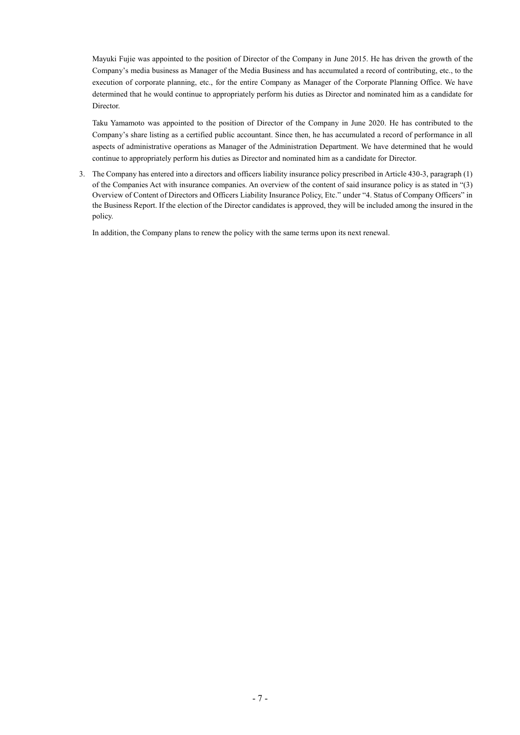Mayuki Fujie was appointed to the position of Director of the Company in June 2015. He has driven the growth of the Company's media business as Manager of the Media Business and has accumulated a record of contributing, etc., to the execution of corporate planning, etc., for the entire Company as Manager of the Corporate Planning Office. We have determined that he would continue to appropriately perform his duties as Director and nominated him as a candidate for Director.

Taku Yamamoto was appointed to the position of Director of the Company in June 2020. He has contributed to the Company's share listing as a certified public accountant. Since then, he has accumulated a record of performance in all aspects of administrative operations as Manager of the Administration Department. We have determined that he would continue to appropriately perform his duties as Director and nominated him as a candidate for Director.

3. The Company has entered into a directors and officers liability insurance policy prescribed in Article 430-3, paragraph (1) of the Companies Act with insurance companies. An overview of the content of said insurance policy is as stated in "(3) Overview of Content of Directors and Officers Liability Insurance Policy, Etc." under "4. Status of Company Officers" in the Business Report. If the election of the Director candidates is approved, they will be included among the insured in the policy.

   In addition, the Company plans to renew the policy with the same terms upon its next renewal.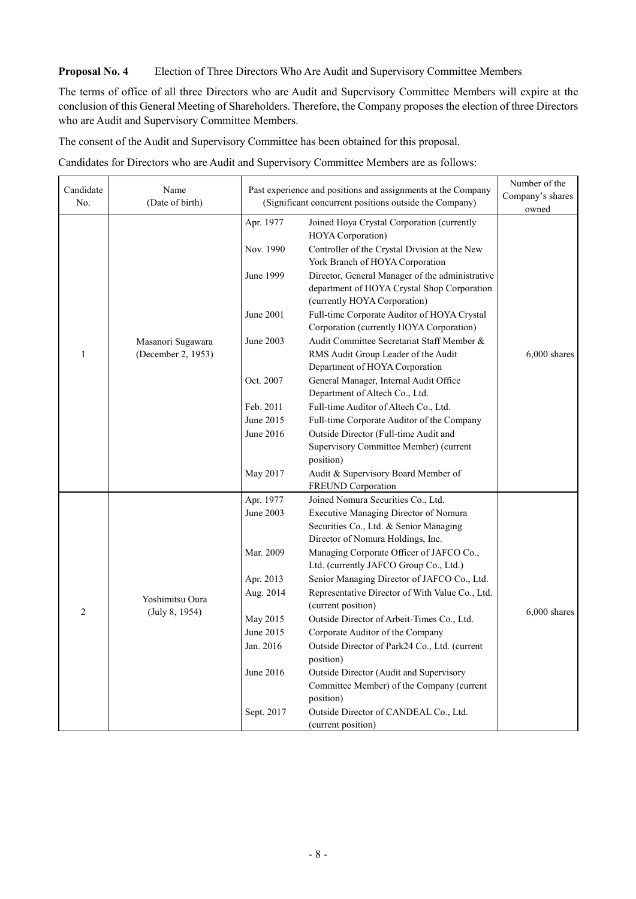**Proposal No. 4** Election of Three Directors Who Are Audit and Supervisory Committee Members

The terms of office of all three Directors who are Audit and Supervisory Committee Members will expire at the conclusion of this General Meeting of Shareholders. Therefore, the Company proposes the election of three Directors who are Audit and Supervisory Committee Members.

The consent of the Audit and Supervisory Committee has been obtained for this proposal.

Candidates for Directors who are Audit and Supervisory Committee Members are as follows:

| Candidate No. | Name (Date of birth) | Past experience and positions and assignments at the Company (Significant concurrent positions outside the Company) | | Number of the Company's shares owned |
|---|---|---|---|---|
| 1 | Masanori Sugawara (December 2, 1953) | Apr. 1977 | Joined Hoya Crystal Corporation (currently HOYA Corporation) | 6,000 shares |
| | | Nov. 1990 | Controller of the Crystal Division at the New York Branch of HOYA Corporation | |
| | | June 1999 | Director, General Manager of the administrative department of HOYA Crystal Shop Corporation (currently HOYA Corporation) | |
| | | June 2001 | Full-time Corporate Auditor of HOYA Crystal Corporation (currently HOYA Corporation) | |
| | | June 2003 | Audit Committee Secretariat Staff Member & RMS Audit Group Leader of the Audit Department of HOYA Corporation | |
| | | Oct. 2007 | General Manager, Internal Audit Office Department of Altech Co., Ltd. | |
| | | Feb. 2011 | Full-time Auditor of Altech Co., Ltd. | |
| | | June 2015 | Full-time Corporate Auditor of the Company | |
| | | June 2016 | Outside Director (Full-time Audit and Supervisory Committee Member) (current position) | |
| | | May 2017 | Audit & Supervisory Board Member of FREUND Corporation | |
| 2 | Yoshimitsu Oura (July 8, 1954) | Apr. 1977 | Joined Nomura Securities Co., Ltd. | 6,000 shares |
| | | June 2003 | Executive Managing Director of Nomura Securities Co., Ltd. & Senior Managing Director of Nomura Holdings, Inc. | |
| | | Mar. 2009 | Managing Corporate Officer of JAFCO Co., Ltd. (currently JAFCO Group Co., Ltd.) | |
| | | Apr. 2013 | Senior Managing Director of JAFCO Co., Ltd. | |
| | | Aug. 2014 | Representative Director of With Value Co., Ltd. (current position) | |
| | | May 2015 | Outside Director of Arbeit-Times Co., Ltd. | |
| | | June 2015 | Corporate Auditor of the Company | |
| | | Jan. 2016 | Outside Director of Park24 Co., Ltd. (current position) | |
| | | June 2016 | Outside Director (Audit and Supervisory Committee Member) of the Company (current position) | |
| | | Sept. 2017 | Outside Director of CANDEAL Co., Ltd. (current position) | |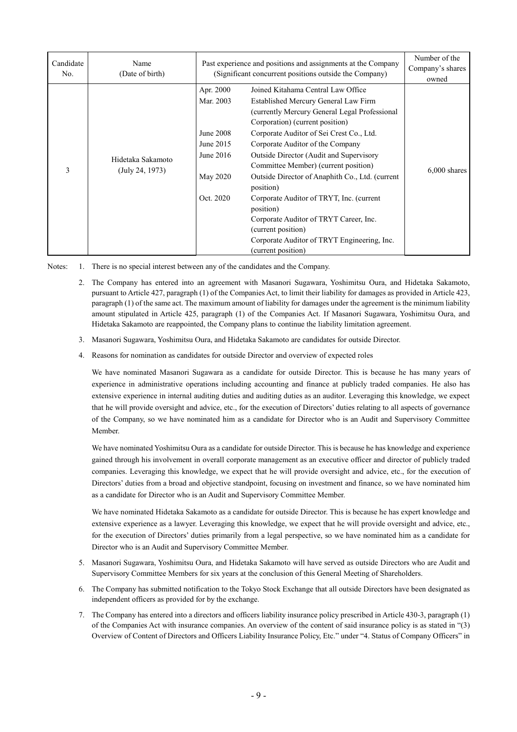| Candidate No. | Name (Date of birth) | Past experience and positions and assignments at the Company (Significant concurrent positions outside the Company) | | Number of the Company's shares owned |
|---|---|---|---|---|
| 3 | Hidetaka Sakamoto (July 24, 1973) | Apr. 2000 | Joined Kitahama Central Law Office | 6,000 shares |
| | | Mar. 2003 | Established Mercury General Law Firm (currently Mercury General Legal Professional Corporation) (current position) | |
| | | June 2008 | Corporate Auditor of Sei Crest Co., Ltd. | |
| | | June 2015 | Corporate Auditor of the Company | |
| | | June 2016 | Outside Director (Audit and Supervisory Committee Member) (current position) | |
| | | May 2020 | Outside Director of Anaphith Co., Ltd. (current position) | |
| | | Oct. 2020 | Corporate Auditor of TRYT, Inc. (current position)<br>Corporate Auditor of TRYT Career, Inc. (current position)<br>Corporate Auditor of TRYT Engineering, Inc. (current position) | |

Notes:

1. There is no special interest between any of the candidates and the Company.
2. The Company has entered into an agreement with Masanori Sugawara, Yoshimitsu Oura, and Hidetaka Sakamoto, pursuant to Article 427, paragraph (1) of the Companies Act, to limit their liability for damages as provided in Article 423, paragraph (1) of the same act. The maximum amount of liability for damages under the agreement is the minimum liability amount stipulated in Article 425, paragraph (1) of the Companies Act. If Masanori Sugawara, Yoshimitsu Oura, and Hidetaka Sakamoto are reappointed, the Company plans to continue the liability limitation agreement.
3. Masanori Sugawara, Yoshimitsu Oura, and Hidetaka Sakamoto are candidates for outside Director.
4. Reasons for nomination as candidates for outside Director and overview of expected roles

   We have nominated Masanori Sugawara as a candidate for outside Director. This is because he has many years of experience in administrative operations including accounting and finance at publicly traded companies. He also has extensive experience in internal auditing duties and auditing duties as an auditor. Leveraging this knowledge, we expect that he will provide oversight and advice, etc., for the execution of Directors' duties relating to all aspects of governance of the Company, so we have nominated him as a candidate for Director who is an Audit and Supervisory Committee Member.

   We have nominated Yoshimitsu Oura as a candidate for outside Director. This is because he has knowledge and experience gained through his involvement in overall corporate management as an executive officer and director of publicly traded companies. Leveraging this knowledge, we expect that he will provide oversight and advice, etc., for the execution of Directors' duties from a broad and objective standpoint, focusing on investment and finance, so we have nominated him as a candidate for Director who is an Audit and Supervisory Committee Member.

   We have nominated Hidetaka Sakamoto as a candidate for outside Director. This is because he has expert knowledge and extensive experience as a lawyer. Leveraging this knowledge, we expect that he will provide oversight and advice, etc., for the execution of Directors' duties primarily from a legal perspective, so we have nominated him as a candidate for Director who is an Audit and Supervisory Committee Member.
5. Masanori Sugawara, Yoshimitsu Oura, and Hidetaka Sakamoto will have served as outside Directors who are Audit and Supervisory Committee Members for six years at the conclusion of this General Meeting of Shareholders.
6. The Company has submitted notification to the Tokyo Stock Exchange that all outside Directors have been designated as independent officers as provided for by the exchange.
7. The Company has entered into a directors and officers liability insurance policy prescribed in Article 430-3, paragraph (1) of the Companies Act with insurance companies. An overview of the content of said insurance policy is as stated in "(3) Overview of Content of Directors and Officers Liability Insurance Policy, Etc." under "4. Status of Company Officers" in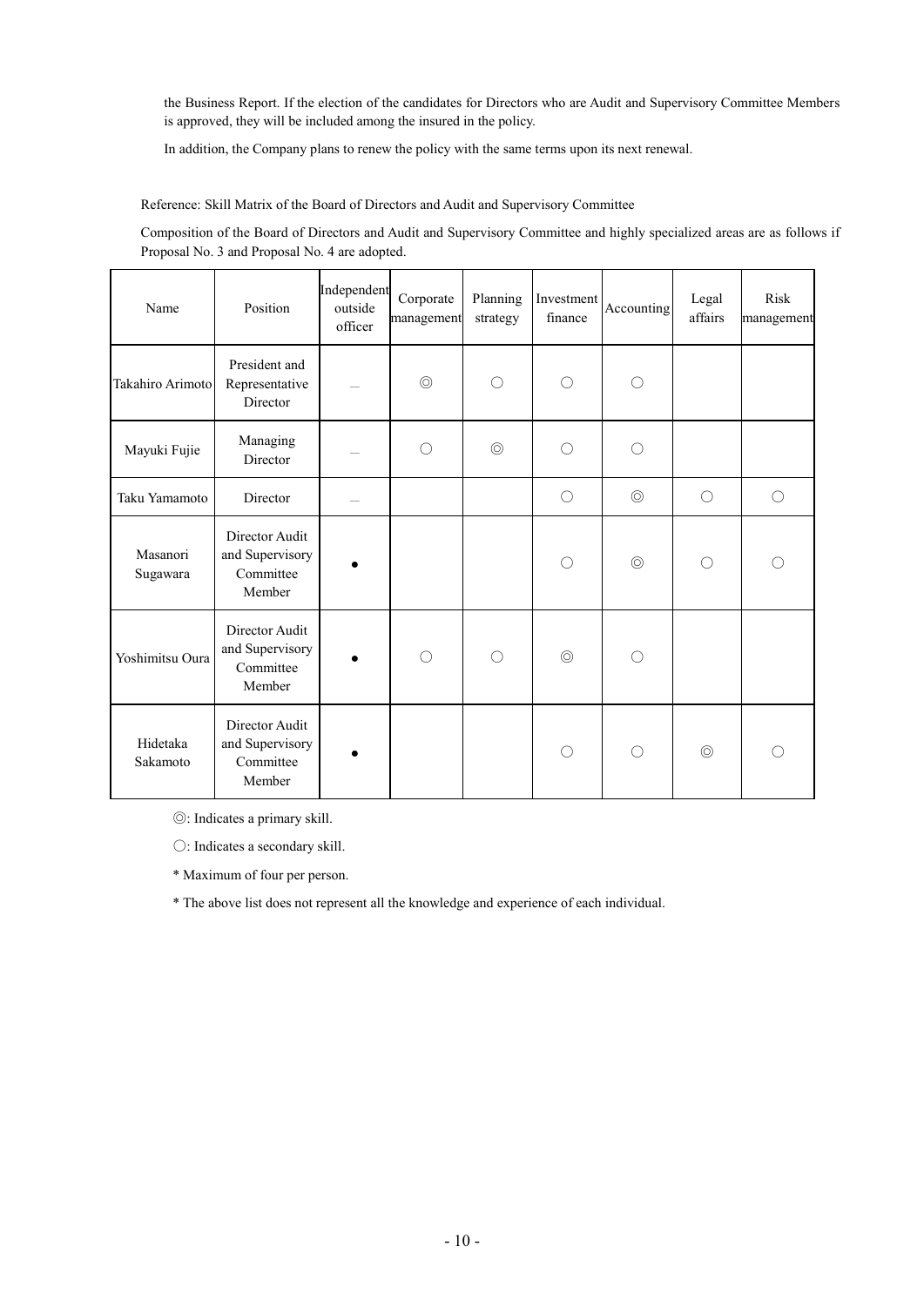the Business Report. If the election of the candidates for Directors who are Audit and Supervisory Committee Members is approved, they will be included among the insured in the policy.

In addition, the Company plans to renew the policy with the same terms upon its next renewal.

Reference: Skill Matrix of the Board of Directors and Audit and Supervisory Committee

Composition of the Board of Directors and Audit and Supervisory Committee and highly specialized areas are as follows if Proposal No. 3 and Proposal No. 4 are adopted.

| Name | Position | Independent outside officer | Corporate management | Planning strategy | Investment finance | Accounting | Legal affairs | Risk management |
|---|---|---|---|---|---|---|---|---|
| Takahiro Arimoto | President and Representative Director | — | ◎ | ○ | ○ | ○ | | |
| Mayuki Fujie | Managing Director | — | ○ | ◎ | ○ | ○ | | |
| Taku Yamamoto | Director | — | | | ○ | ◎ | ○ | ○ |
| Masanori Sugawara | Director Audit and Supervisory Committee Member | ● | | | ○ | ◎ | ○ | ○ |
| Yoshimitsu Oura | Director Audit and Supervisory Committee Member | ● | ○ | ○ | ◎ | ○ | | |
| Hidetaka Sakamoto | Director Audit and Supervisory Committee Member | ● | | | ○ | ○ | ◎ | ○ |

◎: Indicates a primary skill.

○: Indicates a secondary skill.

* Maximum of four per person.

* The above list does not represent all the knowledge and experience of each individual.